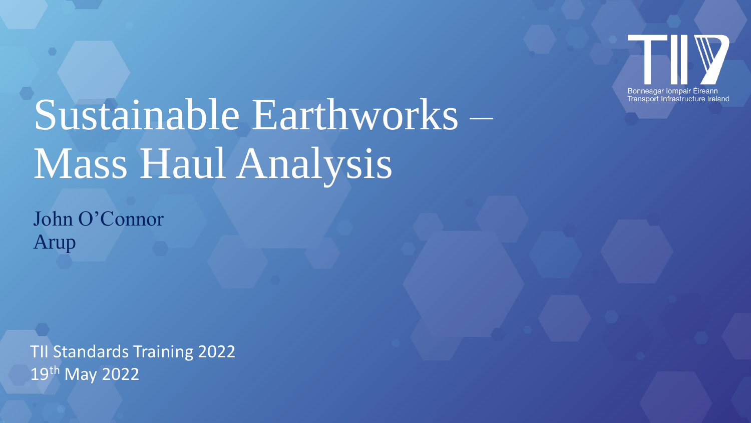Bonneagar Iompair Éireann
Transport Infrastructure Ireland

# Sustainable Earthworks – Mass Haul Analysis

John O’Connor
Arup

TII Standards Training 2022
19th May 2022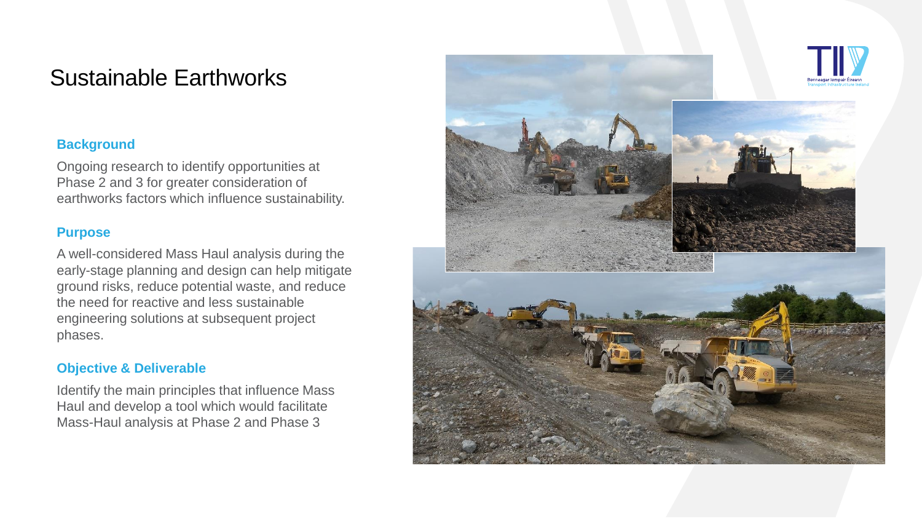# Sustainable Earthworks

### Background

Ongoing research to identify opportunities at Phase 2 and 3 for greater consideration of earthworks factors which influence sustainability.

### Purpose

A well-considered Mass Haul analysis during the early-stage planning and design can help mitigate ground risks, reduce potential waste, and reduce the need for reactive and less sustainable engineering solutions at subsequent project phases.

### Objective & Deliverable

Identify the main principles that influence Mass Haul and develop a tool which would facilitate Mass-Haul analysis at Phase 2 and Phase 3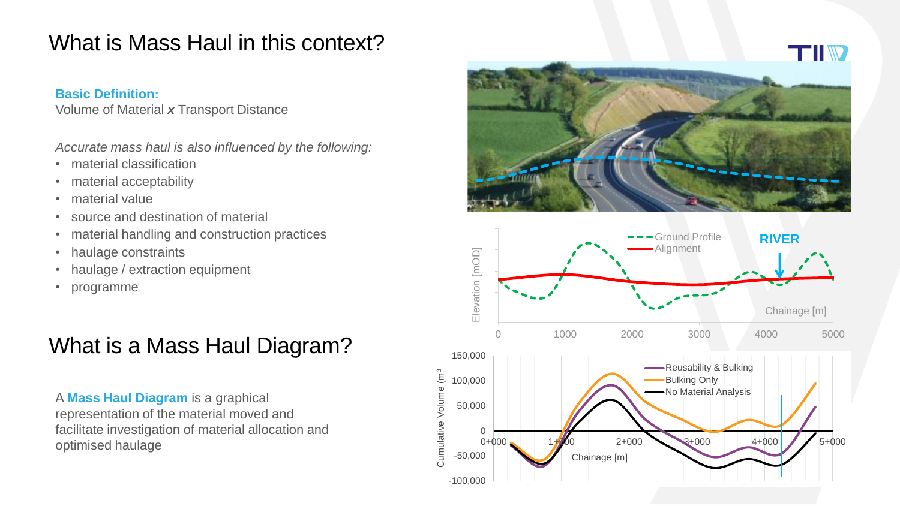# What is Mass Haul in this context?

**Basic Definition:**
Volume of Material ***x*** Transport Distance

*Accurate mass haul is also influenced by the following:*

- material classification
- material acceptability
- material value
- source and destination of material
- material handling and construction practices
- haulage constraints
- haulage / extraction equipment
- programme

# What is a Mass Haul Diagram?

A **Mass Haul Diagram** is a graphical representation of the material moved and facilitate investigation of material allocation and optimised haulage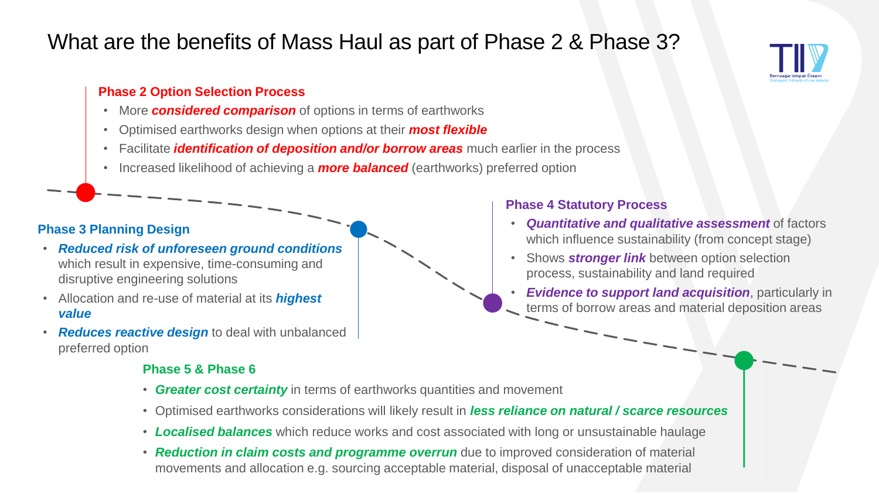# What are the benefits of Mass Haul as part of Phase 2 & Phase 3?

### Phase 2 Option Selection Process

- More ***considered comparison*** of options in terms of earthworks
- Optimised earthworks design when options at their ***most flexible***
- Facilitate ***identification of deposition and/or borrow areas*** much earlier in the process
- Increased likelihood of achieving a ***more balanced*** (earthworks) preferred option

### Phase 3 Planning Design

- ***Reduced risk of unforeseen ground conditions*** which result in expensive, time-consuming and disruptive engineering solutions
- Allocation and re-use of material at its ***highest value***
- ***Reduces reactive design*** to deal with unbalanced preferred option

### Phase 4 Statutory Process

- ***Quantitative and qualitative assessment*** of factors which influence sustainability (from concept stage)
- Shows ***stronger link*** between option selection process, sustainability and land required
- ***Evidence to support land acquisition***, particularly in terms of borrow areas and material deposition areas

### Phase 5 & Phase 6

- ***Greater cost certainty*** in terms of earthworks quantities and movement
- Optimised earthworks considerations will likely result in ***less reliance on natural / scarce resources***
- ***Localised balances*** which reduce works and cost associated with long or unsustainable haulage
- ***Reduction in claim costs and programme overrun*** due to improved consideration of material movements and allocation e.g. sourcing acceptable material, disposal of unacceptable material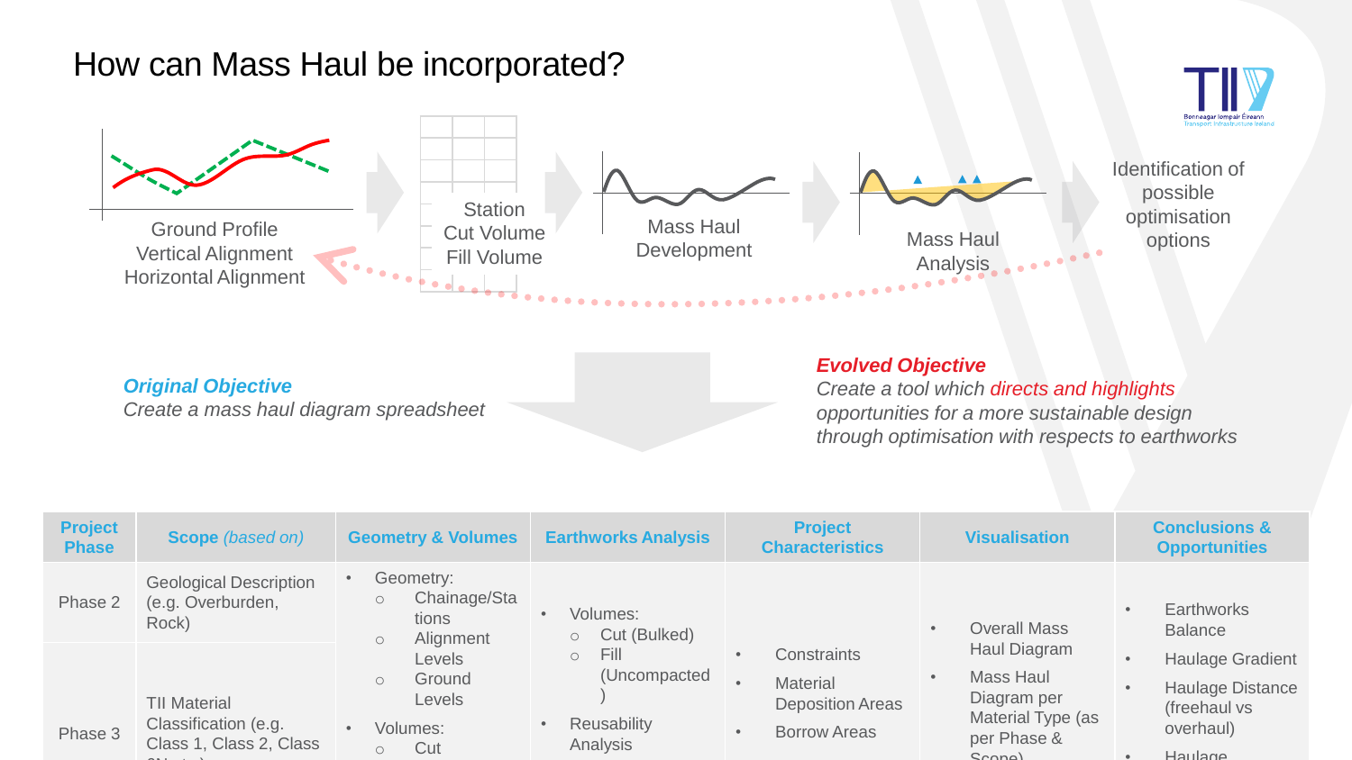# How can Mass Haul be incorporated?

Ground Profile
Vertical Alignment
Horizontal Alignment

Station
Cut Volume
Fill Volume

Mass Haul
Development

Mass Haul
Analysis

Identification of possible optimisation options

***Original Objective***
*Create a mass haul diagram spreadsheet*

***Evolved Objective***
*Create a tool which **directs and highlights** opportunities for a more sustainable design through optimisation with respects to earthworks*

| Project Phase | Scope *(based on)* | Geometry & Volumes | Earthworks Analysis | Project Characteristics | Visualisation | Conclusions & Opportunities |
|---|---|---|---|---|---|---|
| Phase 2 | Geological Description (e.g. Overburden, Rock) | • Geometry:<br>○ Chainage/Stations<br>○ Alignment Levels<br>○ Ground Levels<br>• Volumes:<br>○ Cut | • Volumes:<br>○ Cut (Bulked)<br>○ Fill (Uncompacted)<br>• Reusability Analysis | • Constraints<br>• Material Deposition Areas<br>• Borrow Areas | • Overall Mass Haul Diagram<br>• Mass Haul Diagram per Material Type (as per Phase & Scope) | • Earthworks Balance<br>• Haulage Gradient<br>• Haulage Distance (freehaul vs overhaul)<br>• Haulage |
| Phase 3 | TII Material Classification (e.g. Class 1, Class 2, Class 3(V) etc.) | | | | | |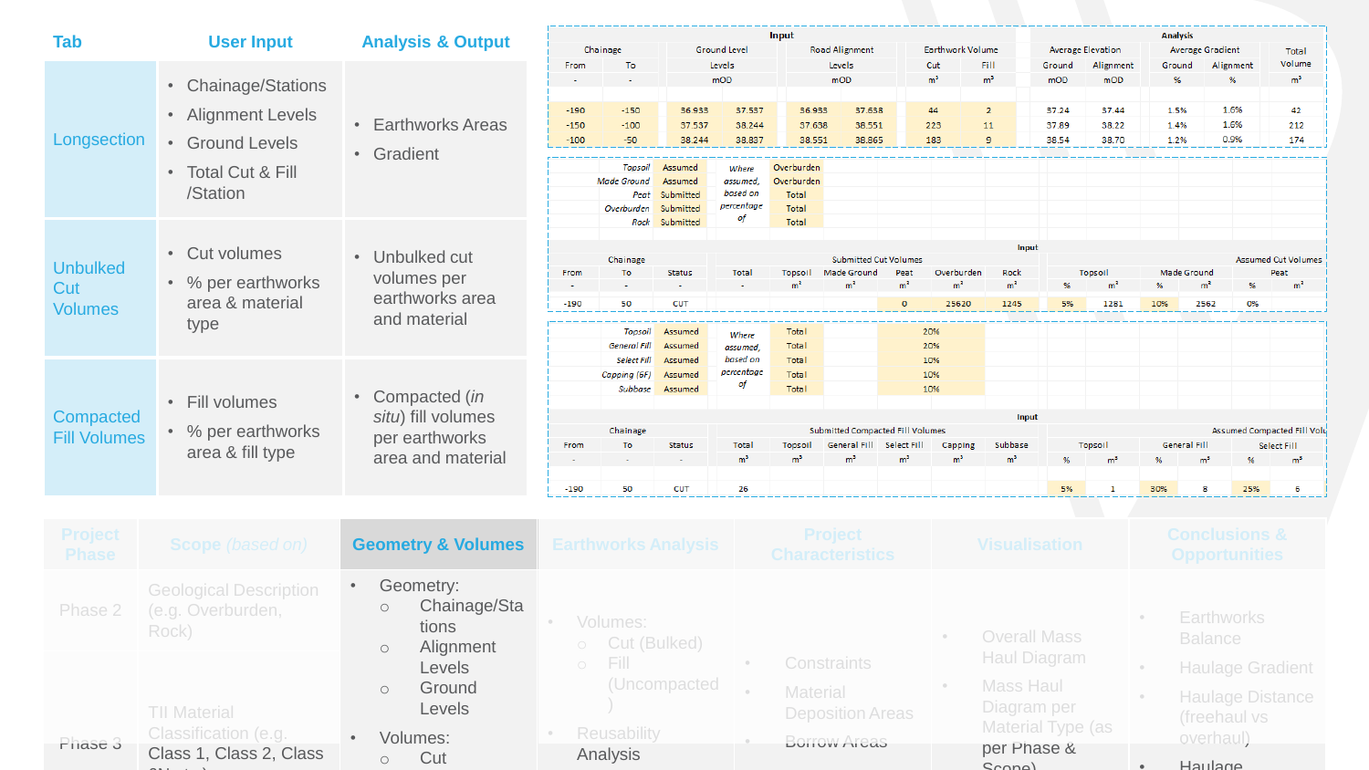| Tab | User Input | Analysis & Output |
| --- | --- | --- |
| Longsection | • Chainage/Stations<br>• Alignment Levels<br>• Ground Levels<br>• Total Cut & Fill /Station | • Earthworks Areas<br>• Gradient |
| Unbulked Cut Volumes | • Cut volumes<br>• % per earthworks area & material type | • Unbulked cut volumes per earthworks area and material |
| Compacted Fill Volumes | • Fill volumes<br>• % per earthworks area & fill type | • Compacted (*in situ*) fill volumes per earthworks area and material |

| Input | | | | | | | | | Analysis | | | | |
| --- | --- | --- | --- | --- | --- | --- | --- | --- | --- | --- | --- | --- | --- |
| Chainage | | Ground Level | | Road Alignment | | Earthwork Volume | | | Average Elevation | | Average Gradient | | Total |
| From | To | Levels | | Levels | | Cut | Fill | | Ground | Alignment | Ground | Alignment | Volume |
| - | - | mOD | | mOD | | m³ | m³ | | mOD | mOD | % | % | m³ |
| -190 | -150 | 36.933 | 37.537 | 36.933 | 37.638 | 44 | 2 | | 37.24 | 37.44 | 1.5% | 1.6% | 42 |
| -150 | -100 | 37.537 | 38.244 | 37.638 | 38.551 | 223 | 11 | | 37.89 | 38.22 | 1.4% | 1.6% | 212 |
| -100 | -50 | 38.244 | 38.837 | 38.551 | 38.865 | 183 | 9 | | 38.54 | 38.70 | 1.2% | 0.9% | 174 |

| | | | |
| --- | --- | --- | --- |
| Topsoil | Assumed | Where assumed, based on percentage of | Overburden |
| Made Ground | Assumed | | Overburden |
| Peat | Submitted | | Total |
| Overburden | Submitted | | Total |
| Rock | Submitted | | Total |

| Input | | | | | | | | | | | | | | | |
| --- | --- | --- | --- | --- | --- | --- | --- | --- | --- | --- | --- | --- | --- | --- | --- |
| Chainage | | | Submitted Cut Volumes | | | | | | Assumed Cut Volumes | | | | | | |
| From | To | Status | Total | Topsoil | Made Ground | Peat | Overburden | Rock | Topsoil | | Made Ground | | Peat | |
| - | - | - | - | m³ | m³ | m³ | m³ | m³ | % | m³ | % | m³ | % | m³ |
| -190 | 50 | CUT | | | | 0 | 25620 | 1245 | 5% | 1281 | 10% | 2562 | 0% | |

| | | | | |
| --- | --- | --- | --- | --- |
| Topsoil | Assumed | Where assumed, based on percentage of | Total | 20% |
| General Fill | Assumed | | Total | 20% |
| Select Fill | Assumed | | Total | 10% |
| Capping (6F) | Assumed | | Total | 10% |
| Subbase | Assumed | | Total | 10% |

| Input | | | | | | | | | | | | | | |
| --- | --- | --- | --- | --- | --- | --- | --- | --- | --- | --- | --- | --- | --- | --- |
| Chainage | | | Submitted Compacted Fill Volumes | | | | | | Assumed Compacted Fill Vol | | | | | |
| From | To | Status | Total | Topsoil | General Fill | Select Fill | Capping | Subbase | Topsoil | | General Fill | | Select Fill | |
| - | - | - | m³ | m³ | m³ | m³ | m³ | m³ | % | m³ | % | m³ | % | m³ |
| -190 | 50 | CUT | 26 | | | | | | 5% | 1 | 30% | 8 | 25% | 6 |

| Project Phase | Scope (based on) | Geometry & Volumes | Earthworks Analysis | Project Characteristics | Visualisation | Conclusions & Opportunities |
| --- | --- | --- | --- | --- | --- | --- |
| Phase 2 | Geological Description (e.g. Overburden, Rock) | • Geometry:<br>○ Chainage/Stations<br>○ Alignment Levels<br>○ Ground Levels | • Volumes:<br>○ Cut (Bulked)<br>○ Fill (Uncompacted) | • Constraints<br>• Material Deposition Areas | • Overall Mass Haul Diagram<br>• Mass Haul Diagram per Material Type (as per Phase & Scope) | • Earthworks Balance<br>• Haulage Gradient<br>• Haulage Distance (freehaul vs overhaul) |
| Phase 3 | TII Material Classification (e.g. Class 1, Class 2, Class | • Volumes:<br>○ Cut | • Reusability Analysis | • Borrow Areas | | • Haulage |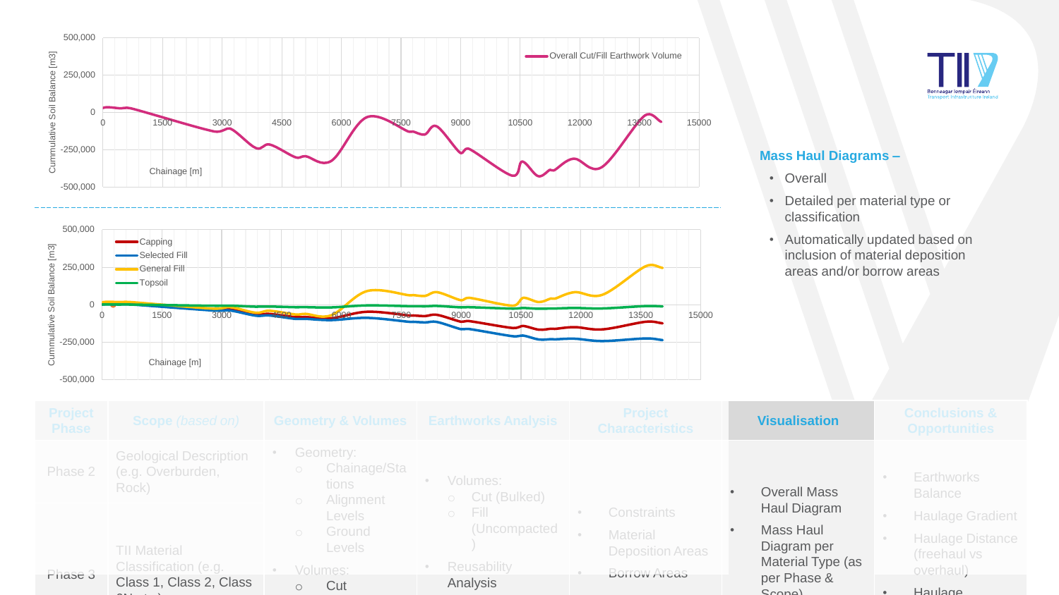Overall Cut/Fill Earthwork Volume

Cummulative Soil Balance [m3]

Chainage [m]

Capping

Selected Fill

General Fill

Topsoil

Cummulative Soil Balance [m3]

Chainage [m]

**Mass Haul Diagrams –**

- Overall
- Detailed per material type or classification
- Automatically updated based on inclusion of material deposition areas and/or borrow areas

| Project Phase | Scope *(based on)* | Geometry & Volumes | Earthworks Analysis | Project Characteristics | Visualisation | Conclusions & Opportunities |
|---|---|---|---|---|---|---|
| Phase 2 | Geological Description (e.g. Overburden, Rock) | • Geometry: ○ Chainage/Stations ○ Alignment Levels ○ Ground Levels | • Volumes: ○ Cut (Bulked) ○ Fill (Uncompacted) | • Constraints • Material Deposition Areas • Borrow Areas | • Overall Mass Haul Diagram • Mass Haul Diagram per Material Type (as per Phase & Scope) | • Earthworks Balance • Haulage Gradient • Haulage Distance (freehaul vs overhaul) • Haulage |
| Phase 3 | TII Material Classification (e.g. Class 1, Class 2, Class ...) | • Volumes: ○ Cut | • Reusability Analysis | | | |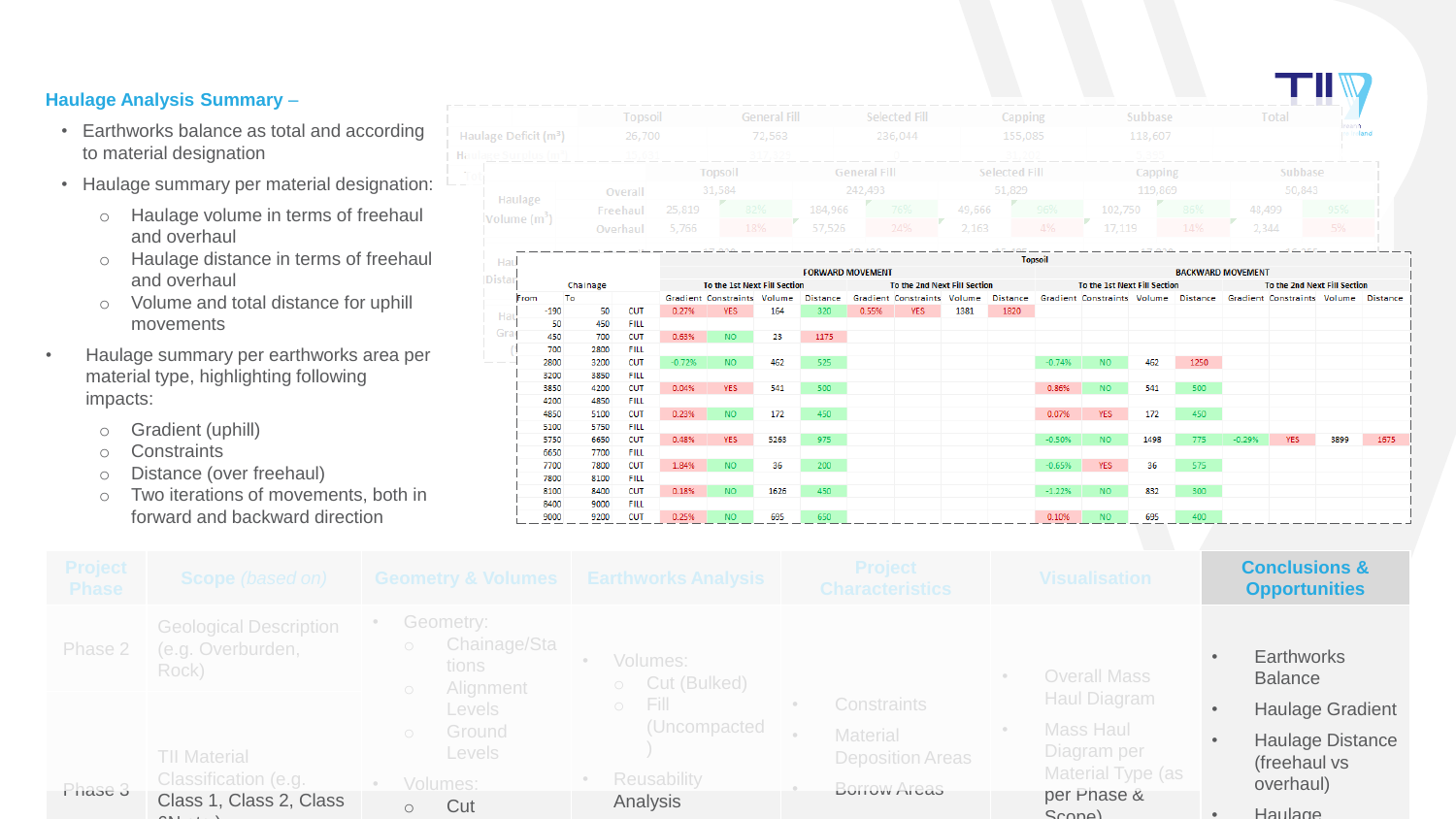## Haulage Analysis Summary –

- Earthworks balance as total and according to material designation
- Haulage summary per material designation:
  - Haulage volume in terms of freehaul and overhaul
  - Haulage distance in terms of freehaul and overhaul
  - Volume and total distance for uphill movements
- Haulage summary per earthworks area per material type, highlighting following impacts:
  - Gradient (uphill)
  - Constraints
  - Distance (over freehaul)
  - Two iterations of movements, both in forward and backward direction

| | Topsoil | General Fill | Selected Fill | Capping | Subbase | Total |
|---|---|---|---|---|---|---|
| Haulage Deficit (m³) | 26,700 | 72,563 | 236,044 | 155,085 | 118,607 | |

| Haulage Volume (m³) | | Topsoil | | General Fill | | Selected Fill | | Capping | | Subbase | |
|---|---|---|---|---|---|---|---|---|---|---|---|
| | Overall | 31,584 | | 242,493 | | 51,829 | | 119,869 | | 50,843 | |
| | Freehaul | 25,819 | 82% | 184,966 | 76% | 49,666 | 96% | 102,750 | 86% | 48,499 | 95% |
| | Overhaul | 5,766 | 18% | 57,526 | 24% | 2,163 | 4% | 17,119 | 14% | 2,344 | 5% |

| Chainage | | | Topsoil | | | | | | | | | | | | | | | |
|---|---|---|---|---|---|---|---|---|---|---|---|---|---|---|---|---|---|---|
| | | | FORWARD MOVEMENT | | | | | | | | BACKWARD MOVEMENT | | | | | | | |
| | | | To the 1st Next Fill Section | | | | To the 2nd Next Fill Section | | | | To the 1st Next Fill Section | | | | To the 2nd Next Fill Section | | | |
| From | To | | Gradient | Constraints | Volume | Distance | Gradient | Constraints | Volume | Distance | Gradient | Constraints | Volume | Distance | Gradient | Constraints | Volume | Distance |
| -190 | 50 | CUT | 0.27% | YES | 164 | 320 | 0.55% | YES | 1381 | 1820 | | | | | | | | |
| 50 | 450 | FILL | | | | | | | | | | | | | | | | |
| 450 | 700 | CUT | 0.63% | NO | 23 | 1175 | | | | | | | | | | | | |
| 700 | 2800 | FILL | | | | | | | | | | | | | | | | |
| 2800 | 3200 | CUT | -0.72% | NO | 462 | 525 | | | | | -0.74% | NO | 462 | 1250 | | | | |
| 3200 | 3850 | FILL | | | | | | | | | | | | | | | | |
| 3850 | 4200 | CUT | 0.04% | YES | 541 | 500 | | | | | 0.86% | NO | 541 | 500 | | | | |
| 4200 | 4850 | FILL | | | | | | | | | | | | | | | | |
| 4850 | 5100 | CUT | 0.23% | NO | 172 | 450 | | | | | 0.07% | YES | 172 | 450 | | | | |
| 5100 | 5750 | FILL | | | | | | | | | | | | | | | | |
| 5750 | 6650 | CUT | 0.48% | YES | 5263 | 975 | | | | | -0.50% | NO | 1498 | 775 | -0.29% | YES | 3899 | 1675 |
| 6650 | 7700 | FILL | | | | | | | | | | | | | | | | |
| 7700 | 7800 | CUT | 1.84% | NO | 36 | 200 | | | | | -0.65% | YES | 36 | 575 | | | | |
| 7800 | 8100 | FILL | | | | | | | | | | | | | | | | |
| 8100 | 8400 | CUT | 0.18% | NO | 1626 | 450 | | | | | -1.22% | NO | 832 | 300 | | | | |
| 8400 | 9000 | FILL | | | | | | | | | | | | | | | | |
| 9000 | 9200 | CUT | 0.25% | NO | 695 | 650 | | | | | 0.10% | NO | 695 | 400 | | | | |

| Project Phase | Scope (based on) | Geometry & Volumes | Earthworks Analysis | Project Characteristics | Visualisation | Conclusions & Opportunities |
|---|---|---|---|---|---|---|
| Phase 2 | Geological Description (e.g. Overburden, Rock) | Geometry: Chainage/Stations; Alignment Levels; Ground Levels | Volumes: Cut (Bulked); Fill (Uncompacted) | Constraints; Material Deposition Areas | Overall Mass Haul Diagram; Mass Haul Diagram per Material Type (as per Phase & Scope) | Earthworks Balance; Haulage Gradient; Haulage Distance (freehaul vs overhaul); Haulage |
| Phase 3 | TII Material Classification (e.g. Class 1, Class 2, Class | Volumes: Cut | Reusability Analysis | Borrow Areas | | |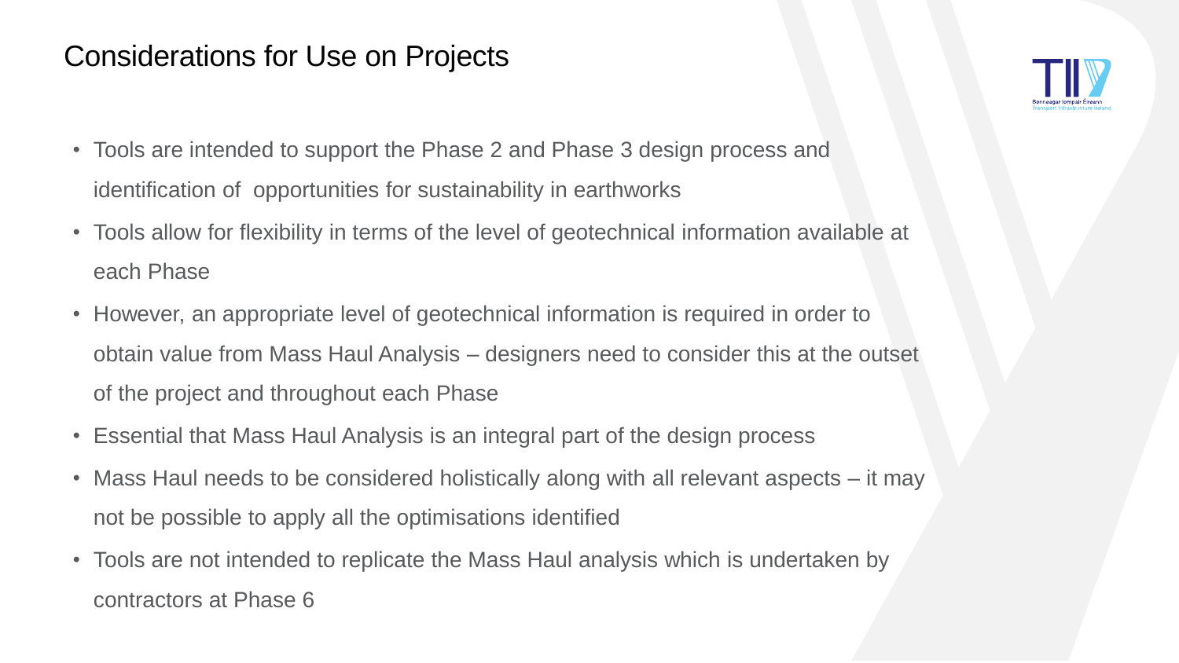# Considerations for Use on Projects

- Tools are intended to support the Phase 2 and Phase 3 design process and identification of opportunities for sustainability in earthworks
- Tools allow for flexibility in terms of the level of geotechnical information available at each Phase
- However, an appropriate level of geotechnical information is required in order to obtain value from Mass Haul Analysis – designers need to consider this at the outset of the project and throughout each Phase
- Essential that Mass Haul Analysis is an integral part of the design process
- Mass Haul needs to be considered holistically along with all relevant aspects – it may not be possible to apply all the optimisations identified
- Tools are not intended to replicate the Mass Haul analysis which is undertaken by contractors at Phase 6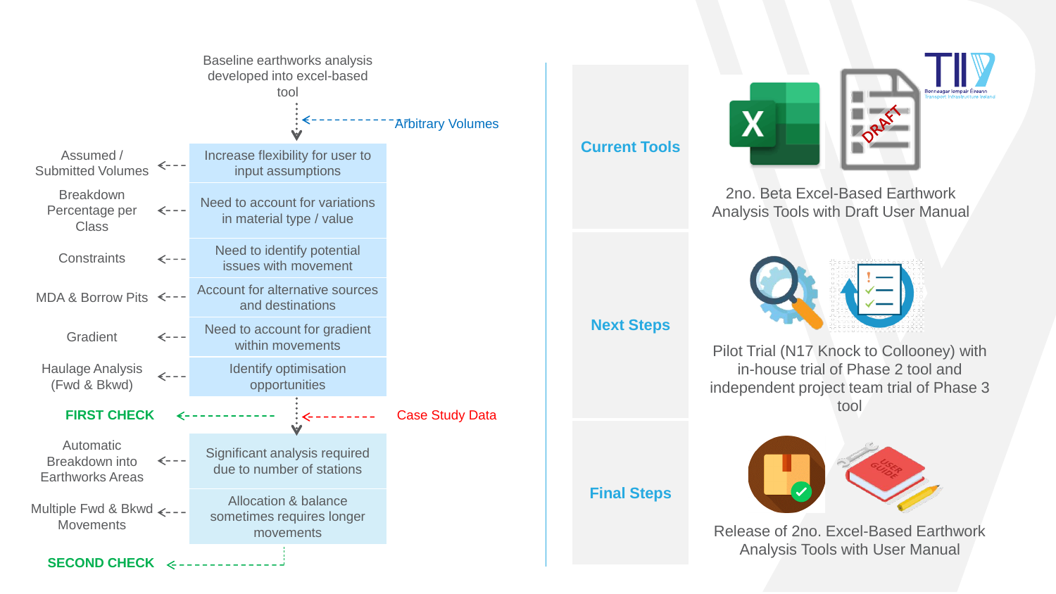Baseline earthworks analysis developed into excel-based tool

Arbitrary Volumes

| | |
|---|---|
| Assumed / Submitted Volumes | Increase flexibility for user to input assumptions |
| Breakdown Percentage per Class | Need to account for variations in material type / value |
| Constraints | Need to identify potential issues with movement |
| MDA & Borrow Pits | Account for alternative sources and destinations |
| Gradient | Need to account for gradient within movements |
| Haulage Analysis (Fwd & Bkwd) | Identify optimisation opportunities |

**FIRST CHECK**

Case Study Data

| | |
|---|---|
| Automatic Breakdown into Earthworks Areas | Significant analysis required due to number of stations |
| Multiple Fwd & Bkwd Movements | Allocation & balance sometimes requires longer movements |

**SECOND CHECK**

**Current Tools**

2no. Beta Excel-Based Earthwork Analysis Tools with Draft User Manual

**Next Steps**

Pilot Trial (N17 Knock to Collooney) with in-house trial of Phase 2 tool and independent project team trial of Phase 3 tool

**Final Steps**

Release of 2no. Excel-Based Earthwork Analysis Tools with User Manual